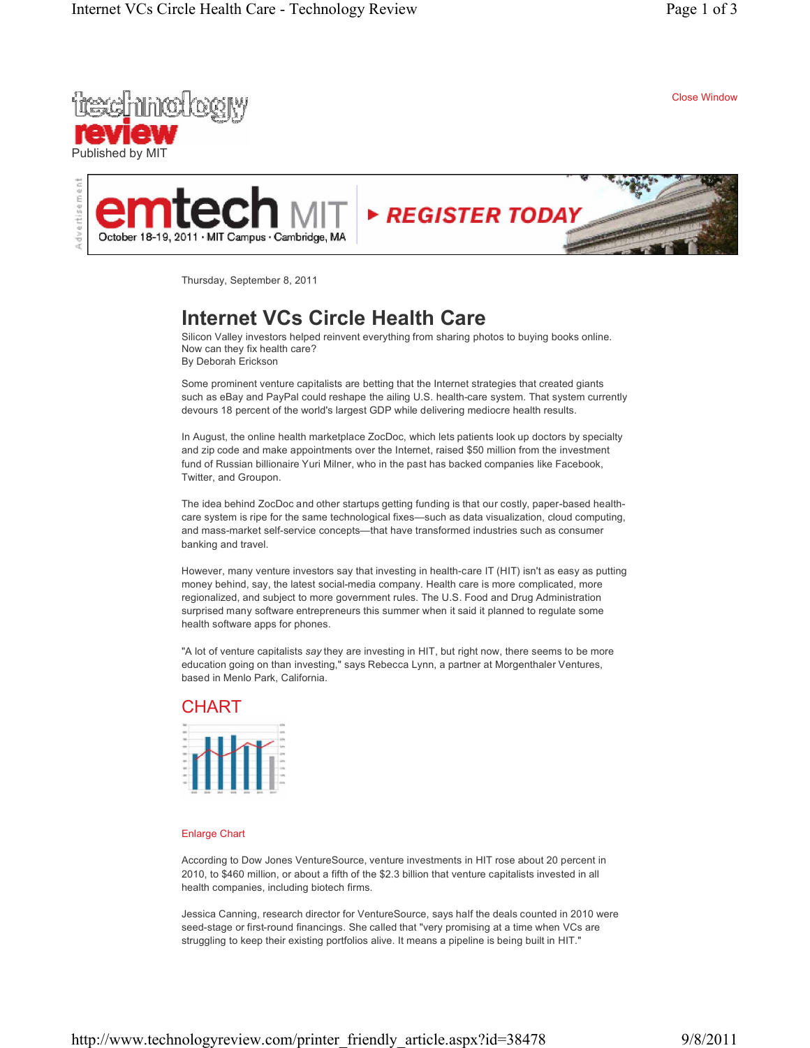technology review

Published by MIT

Close Window

Thursday, September 8, 2011

# Internet VCs Circle Health Care

Silicon Valley investors helped reinvent everything from sharing photos to buying books online. Now can they fix health care?

By Deborah Erickson

Some prominent venture capitalists are betting that the Internet strategies that created giants such as eBay and PayPal could reshape the ailing U.S. health-care system. That system currently devours 18 percent of the world's largest GDP while delivering mediocre health results.

In August, the online health marketplace ZocDoc, which lets patients look up doctors by specialty and zip code and make appointments over the Internet, raised $50 million from the investment fund of Russian billionaire Yuri Milner, who in the past has backed companies like Facebook, Twitter, and Groupon.

The idea behind ZocDoc and other startups getting funding is that our costly, paper-based health-care system is ripe for the same technological fixes—such as data visualization, cloud computing, and mass-market self-service concepts—that have transformed industries such as consumer banking and travel.

However, many venture investors say that investing in health-care IT (HIT) isn't as easy as putting money behind, say, the latest social-media company. Health care is more complicated, more regionalized, and subject to more government rules. The U.S. Food and Drug Administration surprised many software entrepreneurs this summer when it said it planned to regulate some health software apps for phones.

"A lot of venture capitalists *say* they are investing in HIT, but right now, there seems to be more education going on than investing," says Rebecca Lynn, a partner at Morgenthaler Ventures, based in Menlo Park, California.

## CHART

Enlarge Chart

According to Dow Jones VentureSource, venture investments in HIT rose about 20 percent in 2010, to $460 million, or about a fifth of the $2.3 billion that venture capitalists invested in all health companies, including biotech firms.

Jessica Canning, research director for VentureSource, says half the deals counted in 2010 were seed-stage or first-round financings. She called that "very promising at a time when VCs are struggling to keep their existing portfolios alive. It means a pipeline is being built in HIT."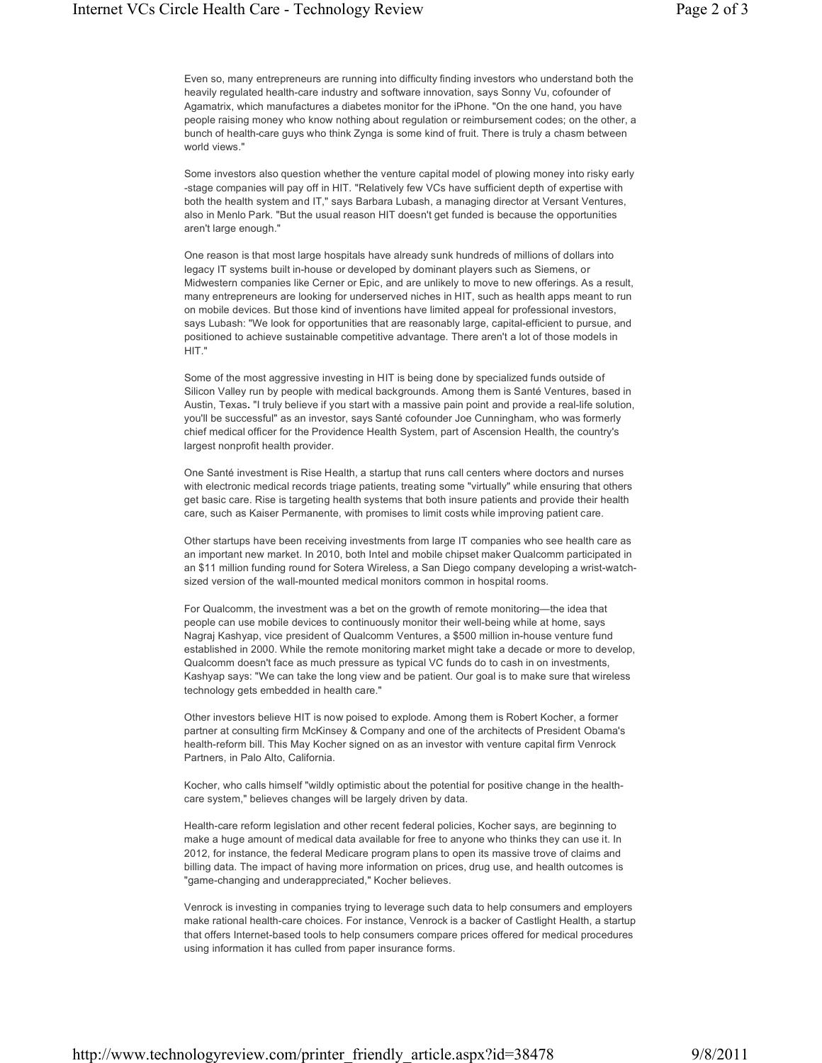Even so, many entrepreneurs are running into difficulty finding investors who understand both the heavily regulated health-care industry and software innovation, says Sonny Vu, cofounder of Agamatrix, which manufactures a diabetes monitor for the iPhone. "On the one hand, you have people raising money who know nothing about regulation or reimbursement codes; on the other, a bunch of health-care guys who think Zynga is some kind of fruit. There is truly a chasm between world views."

Some investors also question whether the venture capital model of plowing money into risky early-stage companies will pay off in HIT. "Relatively few VCs have sufficient depth of expertise with both the health system and IT," says Barbara Lubash, a managing director at Versant Ventures, also in Menlo Park. "But the usual reason HIT doesn't get funded is because the opportunities aren't large enough."

One reason is that most large hospitals have already sunk hundreds of millions of dollars into legacy IT systems built in-house or developed by dominant players such as Siemens, or Midwestern companies like Cerner or Epic, and are unlikely to move to new offerings. As a result, many entrepreneurs are looking for underserved niches in HIT, such as health apps meant to run on mobile devices. But those kind of inventions have limited appeal for professional investors, says Lubash: "We look for opportunities that are reasonably large, capital-efficient to pursue, and positioned to achieve sustainable competitive advantage. There aren't a lot of those models in HIT."

Some of the most aggressive investing in HIT is being done by specialized funds outside of Silicon Valley run by people with medical backgrounds. Among them is Santé Ventures, based in Austin, Texas**.** "I truly believe if you start with a massive pain point and provide a real-life solution, you'll be successful" as an investor, says Santé cofounder Joe Cunningham, who was formerly chief medical officer for the Providence Health System, part of Ascension Health, the country's largest nonprofit health provider.

One Santé investment is Rise Health, a startup that runs call centers where doctors and nurses with electronic medical records triage patients, treating some "virtually" while ensuring that others get basic care. Rise is targeting health systems that both insure patients and provide their health care, such as Kaiser Permanente, with promises to limit costs while improving patient care.

Other startups have been receiving investments from large IT companies who see health care as an important new market. In 2010, both Intel and mobile chipset maker Qualcomm participated in an $11 million funding round for Sotera Wireless, a San Diego company developing a wrist-watch-sized version of the wall-mounted medical monitors common in hospital rooms.

For Qualcomm, the investment was a bet on the growth of remote monitoring—the idea that people can use mobile devices to continuously monitor their well-being while at home, says Nagraj Kashyap, vice president of Qualcomm Ventures, a $500 million in-house venture fund established in 2000. While the remote monitoring market might take a decade or more to develop, Qualcomm doesn't face as much pressure as typical VC funds do to cash in on investments, Kashyap says: "We can take the long view and be patient. Our goal is to make sure that wireless technology gets embedded in health care."

Other investors believe HIT is now poised to explode. Among them is Robert Kocher, a former partner at consulting firm McKinsey & Company and one of the architects of President Obama's health-reform bill. This May Kocher signed on as an investor with venture capital firm Venrock Partners, in Palo Alto, California.

Kocher, who calls himself "wildly optimistic about the potential for positive change in the health-care system," believes changes will be largely driven by data.

Health-care reform legislation and other recent federal policies, Kocher says, are beginning to make a huge amount of medical data available for free to anyone who thinks they can use it. In 2012, for instance, the federal Medicare program plans to open its massive trove of claims and billing data. The impact of having more information on prices, drug use, and health outcomes is "game-changing and underappreciated," Kocher believes.

Venrock is investing in companies trying to leverage such data to help consumers and employers make rational health-care choices. For instance, Venrock is a backer of Castlight Health, a startup that offers Internet-based tools to help consumers compare prices offered for medical procedures using information it has culled from paper insurance forms.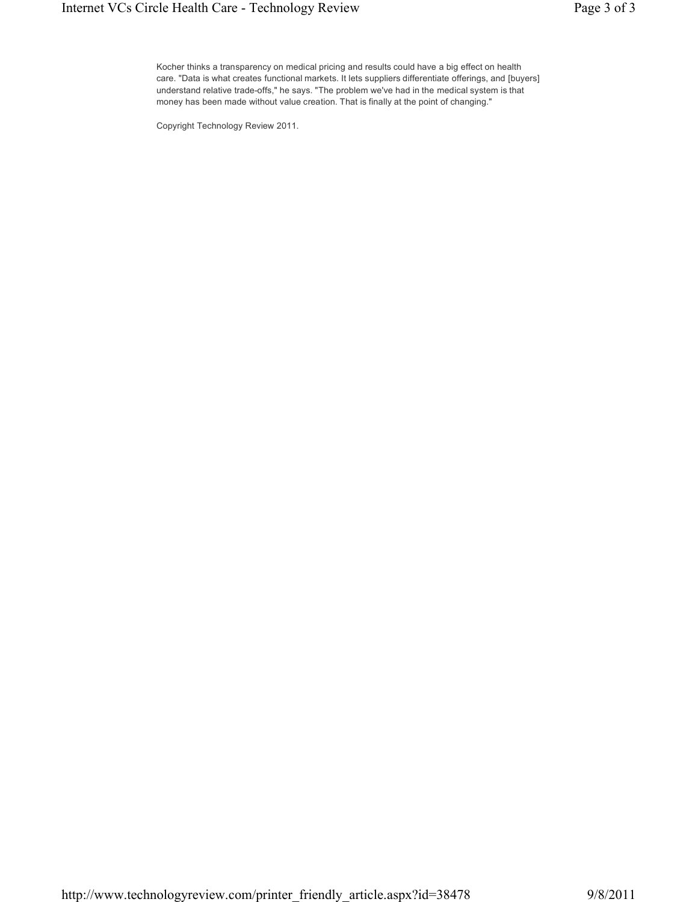Kocher thinks a transparency on medical pricing and results could have a big effect on health care. "Data is what creates functional markets. It lets suppliers differentiate offerings, and [buyers] understand relative trade-offs," he says. "The problem we've had in the medical system is that money has been made without value creation. That is finally at the point of changing."

Copyright Technology Review 2011.